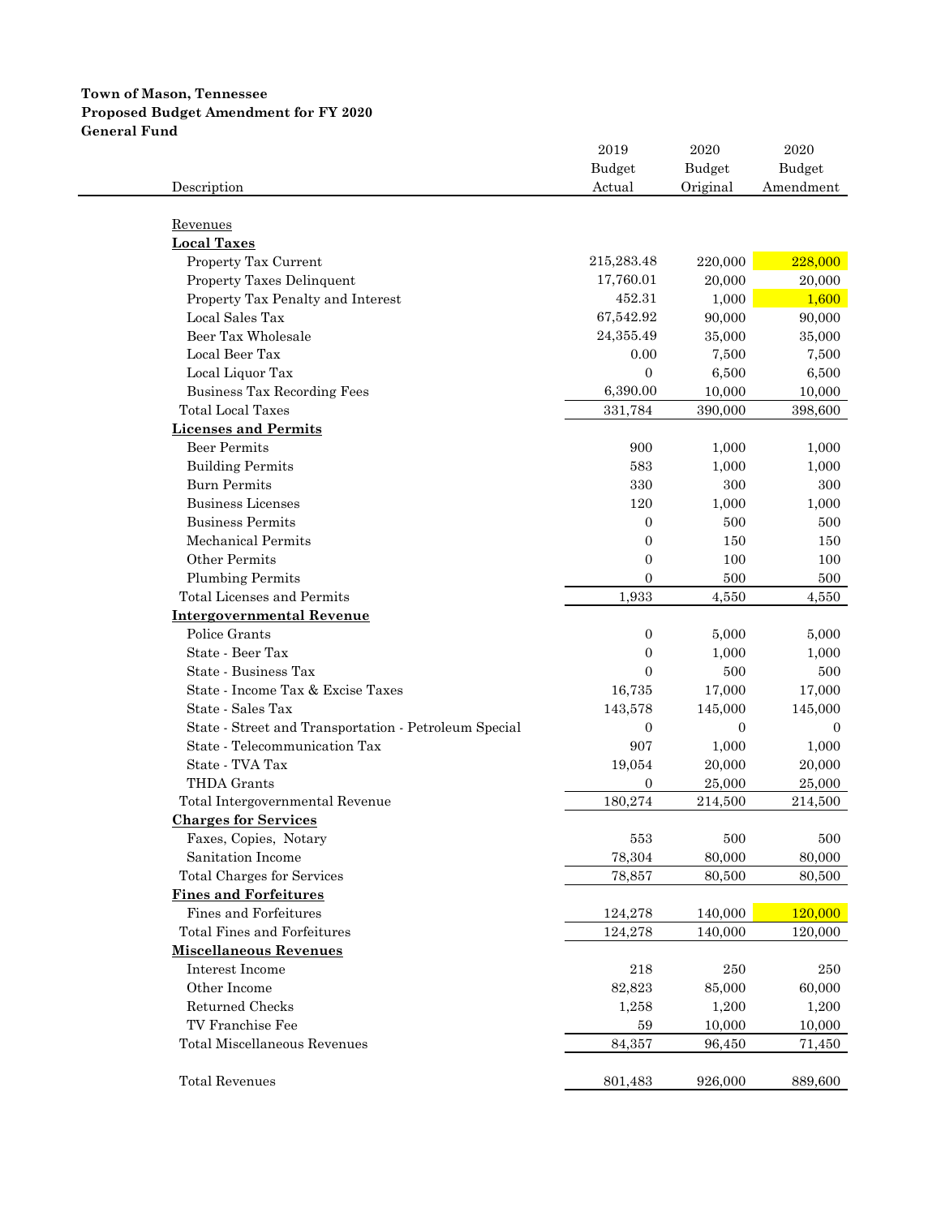**Town of Mason, Tennessee**
**Proposed Budget Amendment for FY 2020**
**General Fund**

| Description | 2019 Budget Actual | 2020 Budget Original | 2020 Budget Amendment |
|---|---|---|---|
| Revenues | | | |
| **Local Taxes** | | | |
| Property Tax Current | 215,283.48 | 220,000 | 228,000 |
| Property Taxes Delinquent | 17,760.01 | 20,000 | 20,000 |
| Property Tax Penalty and Interest | 452.31 | 1,000 | 1,600 |
| Local Sales Tax | 67,542.92 | 90,000 | 90,000 |
| Beer Tax Wholesale | 24,355.49 | 35,000 | 35,000 |
| Local Beer Tax | 0.00 | 7,500 | 7,500 |
| Local Liquor Tax | 0 | 6,500 | 6,500 |
| Business Tax Recording Fees | 6,390.00 | 10,000 | 10,000 |
| Total Local Taxes | 331,784 | 390,000 | 398,600 |
| **Licenses and Permits** | | | |
| Beer Permits | 900 | 1,000 | 1,000 |
| Building Permits | 583 | 1,000 | 1,000 |
| Burn Permits | 330 | 300 | 300 |
| Business Licenses | 120 | 1,000 | 1,000 |
| Business Permits | 0 | 500 | 500 |
| Mechanical Permits | 0 | 150 | 150 |
| Other Permits | 0 | 100 | 100 |
| Plumbing Permits | 0 | 500 | 500 |
| Total Licenses and Permits | 1,933 | 4,550 | 4,550 |
| **Intergovernmental Revenue** | | | |
| Police Grants | 0 | 5,000 | 5,000 |
| State - Beer Tax | 0 | 1,000 | 1,000 |
| State - Business Tax | 0 | 500 | 500 |
| State - Income Tax & Excise Taxes | 16,735 | 17,000 | 17,000 |
| State - Sales Tax | 143,578 | 145,000 | 145,000 |
| State - Street and Transportation - Petroleum Special | 0 | 0 | 0 |
| State - Telecommunication Tax | 907 | 1,000 | 1,000 |
| State - TVA Tax | 19,054 | 20,000 | 20,000 |
| THDA Grants | 0 | 25,000 | 25,000 |
| Total Intergovernmental Revenue | 180,274 | 214,500 | 214,500 |
| **Charges for Services** | | | |
| Faxes, Copies, Notary | 553 | 500 | 500 |
| Sanitation Income | 78,304 | 80,000 | 80,000 |
| Total Charges for Services | 78,857 | 80,500 | 80,500 |
| **Fines and Forfeitures** | | | |
| Fines and Forfeitures | 124,278 | 140,000 | 120,000 |
| Total Fines and Forfeitures | 124,278 | 140,000 | 120,000 |
| **Miscellaneous Revenues** | | | |
| Interest Income | 218 | 250 | 250 |
| Other Income | 82,823 | 85,000 | 60,000 |
| Returned Checks | 1,258 | 1,200 | 1,200 |
| TV Franchise Fee | 59 | 10,000 | 10,000 |
| Total Miscellaneous Revenues | 84,357 | 96,450 | 71,450 |
| Total Revenues | 801,483 | 926,000 | 889,600 |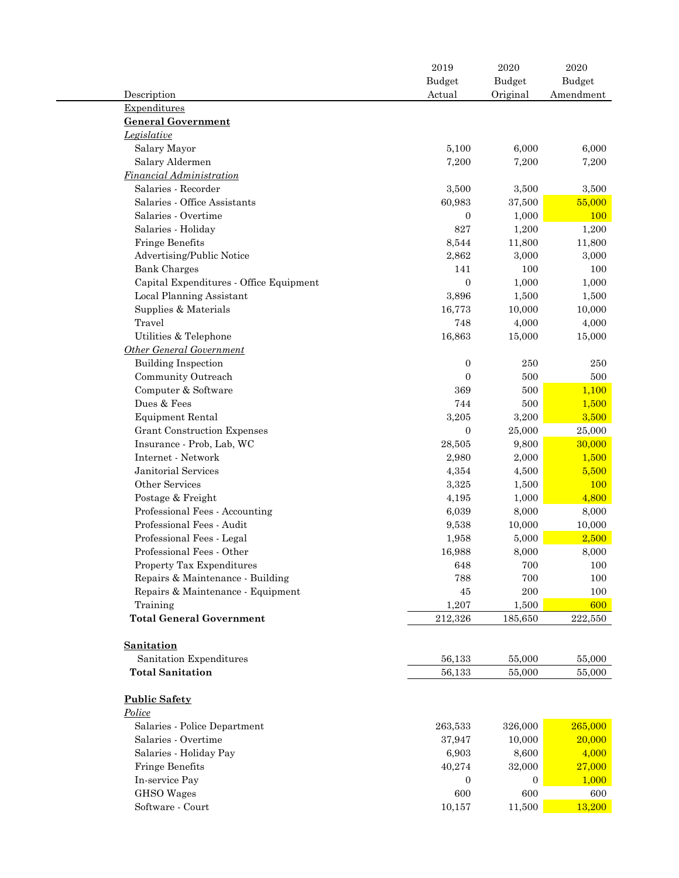| Description | 2019 Budget Actual | 2020 Budget Original | 2020 Budget Amendment |
|---|---|---|---|
| Expenditures | | | |
| **General Government** | | | |
| *Legislative* | | | |
| Salary Mayor | 5,100 | 6,000 | 6,000 |
| Salary Aldermen | 7,200 | 7,200 | 7,200 |
| *Financial Administration* | | | |
| Salaries - Recorder | 3,500 | 3,500 | 3,500 |
| Salaries - Office Assistants | 60,983 | 37,500 | 55,000 |
| Salaries - Overtime | 0 | 1,000 | 100 |
| Salaries - Holiday | 827 | 1,200 | 1,200 |
| Fringe Benefits | 8,544 | 11,800 | 11,800 |
| Advertising/Public Notice | 2,862 | 3,000 | 3,000 |
| Bank Charges | 141 | 100 | 100 |
| Capital Expenditures - Office Equipment | 0 | 1,000 | 1,000 |
| Local Planning Assistant | 3,896 | 1,500 | 1,500 |
| Supplies & Materials | 16,773 | 10,000 | 10,000 |
| Travel | 748 | 4,000 | 4,000 |
| Utilities & Telephone | 16,863 | 15,000 | 15,000 |
| *Other General Government* | | | |
| Building Inspection | 0 | 250 | 250 |
| Community Outreach | 0 | 500 | 500 |
| Computer & Software | 369 | 500 | 1,100 |
| Dues & Fees | 744 | 500 | 1,500 |
| Equipment Rental | 3,205 | 3,200 | 3,500 |
| Grant Construction Expenses | 0 | 25,000 | 25,000 |
| Insurance - Prob, Lab, WC | 28,505 | 9,800 | 30,000 |
| Internet - Network | 2,980 | 2,000 | 1,500 |
| Janitorial Services | 4,354 | 4,500 | 5,500 |
| Other Services | 3,325 | 1,500 | 100 |
| Postage & Freight | 4,195 | 1,000 | 4,800 |
| Professional Fees - Accounting | 6,039 | 8,000 | 8,000 |
| Professional Fees - Audit | 9,538 | 10,000 | 10,000 |
| Professional Fees - Legal | 1,958 | 5,000 | 2,500 |
| Professional Fees - Other | 16,988 | 8,000 | 8,000 |
| Property Tax Expenditures | 648 | 700 | 100 |
| Repairs & Maintenance - Building | 788 | 700 | 100 |
| Repairs & Maintenance - Equipment | 45 | 200 | 100 |
| Training | 1,207 | 1,500 | 600 |
| **Total General Government** | 212,326 | 185,650 | 222,550 |
| | | | |
| **Sanitation** | | | |
| Sanitation Expenditures | 56,133 | 55,000 | 55,000 |
| **Total Sanitation** | 56,133 | 55,000 | 55,000 |
| | | | |
| **Public Safety** | | | |
| *Police* | | | |
| Salaries - Police Department | 263,533 | 326,000 | 265,000 |
| Salaries - Overtime | 37,947 | 10,000 | 20,000 |
| Salaries - Holiday Pay | 6,903 | 8,600 | 4,000 |
| Fringe Benefits | 40,274 | 32,000 | 27,000 |
| In-service Pay | 0 | 0 | 1,000 |
| GHSO Wages | 600 | 600 | 600 |
| Software - Court | 10,157 | 11,500 | 13,200 |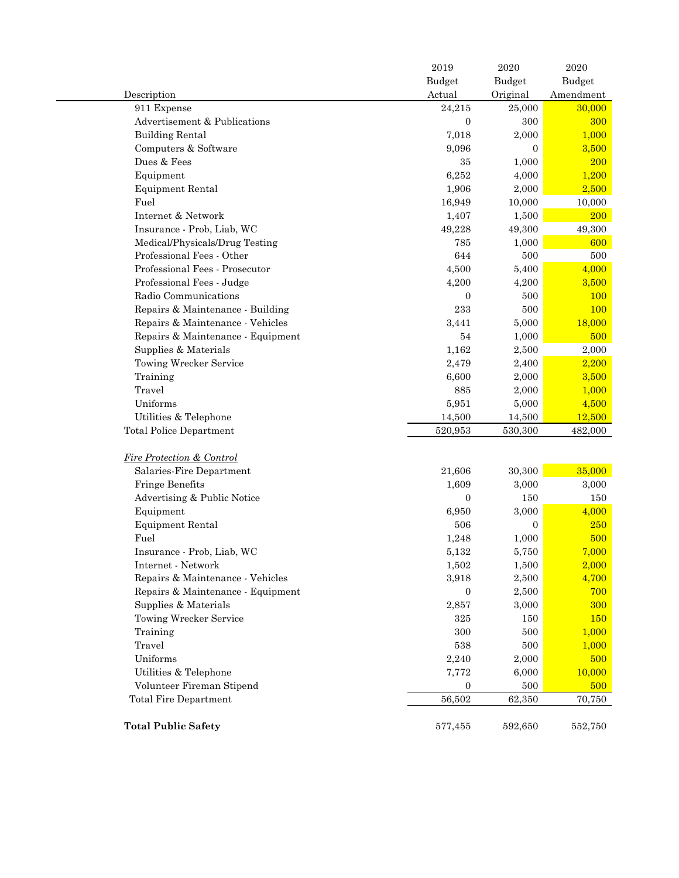| Description | 2019 Budget Actual | 2020 Budget Original | 2020 Budget Amendment |
|---|---|---|---|
| 911 Expense | 24,215 | 25,000 | 30,000 |
| Advertisement & Publications | 0 | 300 | 300 |
| Building Rental | 7,018 | 2,000 | 1,000 |
| Computers & Software | 9,096 | 0 | 3,500 |
| Dues & Fees | 35 | 1,000 | 200 |
| Equipment | 6,252 | 4,000 | 1,200 |
| Equipment Rental | 1,906 | 2,000 | 2,500 |
| Fuel | 16,949 | 10,000 | 10,000 |
| Internet & Network | 1,407 | 1,500 | 200 |
| Insurance - Prob, Liab, WC | 49,228 | 49,300 | 49,300 |
| Medical/Physicals/Drug Testing | 785 | 1,000 | 600 |
| Professional Fees - Other | 644 | 500 | 500 |
| Professional Fees - Prosecutor | 4,500 | 5,400 | 4,000 |
| Professional Fees - Judge | 4,200 | 4,200 | 3,500 |
| Radio Communications | 0 | 500 | 100 |
| Repairs & Maintenance - Building | 233 | 500 | 100 |
| Repairs & Maintenance - Vehicles | 3,441 | 5,000 | 18,000 |
| Repairs & Maintenance - Equipment | 54 | 1,000 | 500 |
| Supplies & Materials | 1,162 | 2,500 | 2,000 |
| Towing Wrecker Service | 2,479 | 2,400 | 2,200 |
| Training | 6,600 | 2,000 | 3,500 |
| Travel | 885 | 2,000 | 1,000 |
| Uniforms | 5,951 | 5,000 | 4,500 |
| Utilities & Telephone | 14,500 | 14,500 | 12,500 |
| Total Police Department | 520,953 | 530,300 | 482,000 |
| | | | |
| *Fire Protection & Control* | | | |
| Salaries-Fire Department | 21,606 | 30,300 | 35,000 |
| Fringe Benefits | 1,609 | 3,000 | 3,000 |
| Advertising & Public Notice | 0 | 150 | 150 |
| Equipment | 6,950 | 3,000 | 4,000 |
| Equipment Rental | 506 | 0 | 250 |
| Fuel | 1,248 | 1,000 | 500 |
| Insurance - Prob, Liab, WC | 5,132 | 5,750 | 7,000 |
| Internet - Network | 1,502 | 1,500 | 2,000 |
| Repairs & Maintenance - Vehicles | 3,918 | 2,500 | 4,700 |
| Repairs & Maintenance - Equipment | 0 | 2,500 | 700 |
| Supplies & Materials | 2,857 | 3,000 | 300 |
| Towing Wrecker Service | 325 | 150 | 150 |
| Training | 300 | 500 | 1,000 |
| Travel | 538 | 500 | 1,000 |
| Uniforms | 2,240 | 2,000 | 500 |
| Utilities & Telephone | 7,772 | 6,000 | 10,000 |
| Volunteer Fireman Stipend | 0 | 500 | 500 |
| Total Fire Department | 56,502 | 62,350 | 70,750 |
| | | | |
| **Total Public Safety** | 577,455 | 592,650 | 552,750 |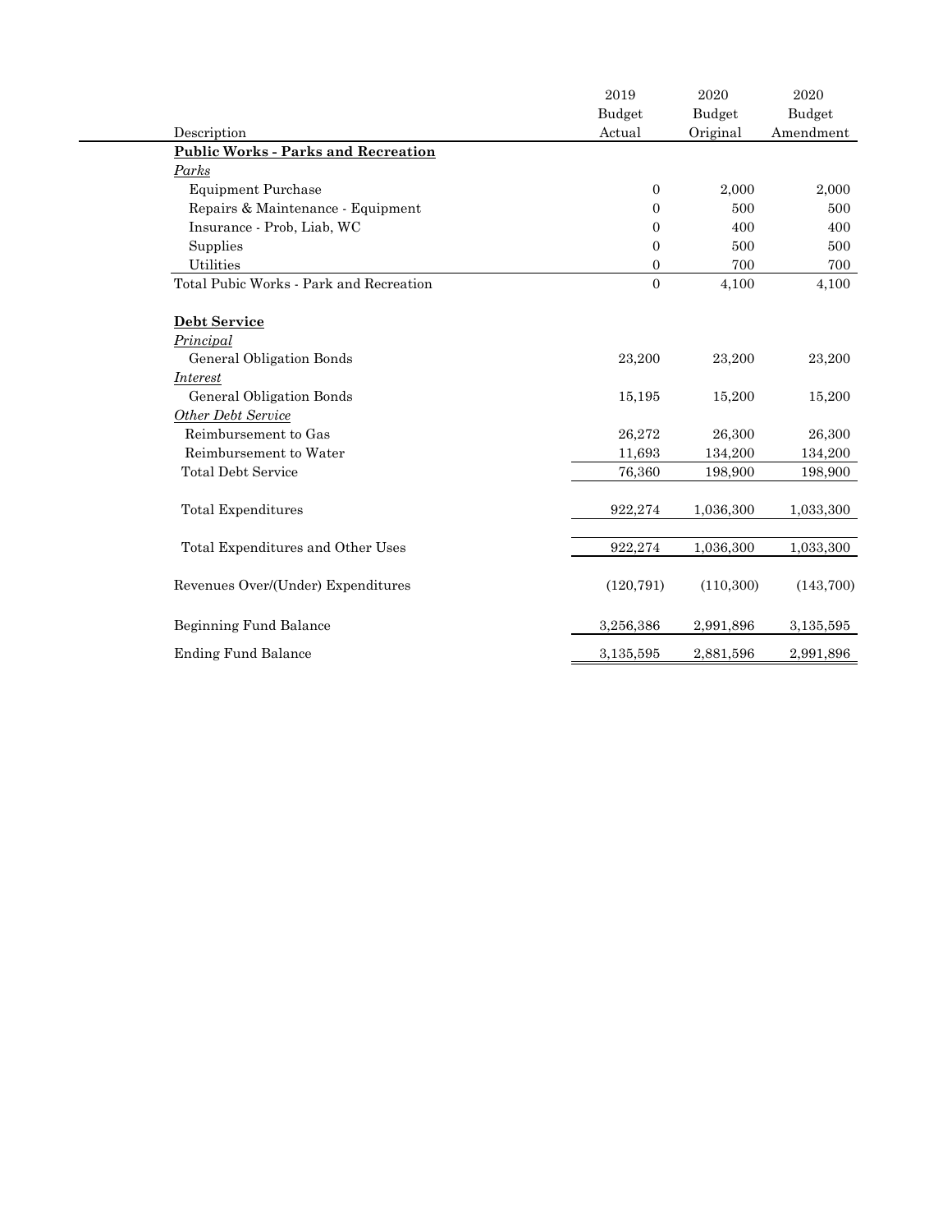| Description | 2019 Budget Actual | 2020 Budget Original | 2020 Budget Amendment |
|---|---|---|---|
| **Public Works - Parks and Recreation** | | | |
| *Parks* | | | |
| Equipment Purchase | 0 | 2,000 | 2,000 |
| Repairs & Maintenance - Equipment | 0 | 500 | 500 |
| Insurance - Prob, Liab, WC | 0 | 400 | 400 |
| Supplies | 0 | 500 | 500 |
| Utilities | 0 | 700 | 700 |
| Total Pubic Works - Park and Recreation | 0 | 4,100 | 4,100 |
| | | | |
| **Debt Service** | | | |
| *Principal* | | | |
| General Obligation Bonds | 23,200 | 23,200 | 23,200 |
| *Interest* | | | |
| General Obligation Bonds | 15,195 | 15,200 | 15,200 |
| *Other Debt Service* | | | |
| Reimbursement to Gas | 26,272 | 26,300 | 26,300 |
| Reimbursement to Water | 11,693 | 134,200 | 134,200 |
| Total Debt Service | 76,360 | 198,900 | 198,900 |
| | | | |
| Total Expenditures | 922,274 | 1,036,300 | 1,033,300 |
| | | | |
| Total Expenditures and Other Uses | 922,274 | 1,036,300 | 1,033,300 |
| | | | |
| Revenues Over/(Under) Expenditures | (120,791) | (110,300) | (143,700) |
| | | | |
| Beginning Fund Balance | 3,256,386 | 2,991,896 | 3,135,595 |
| Ending Fund Balance | 3,135,595 | 2,881,596 | 2,991,896 |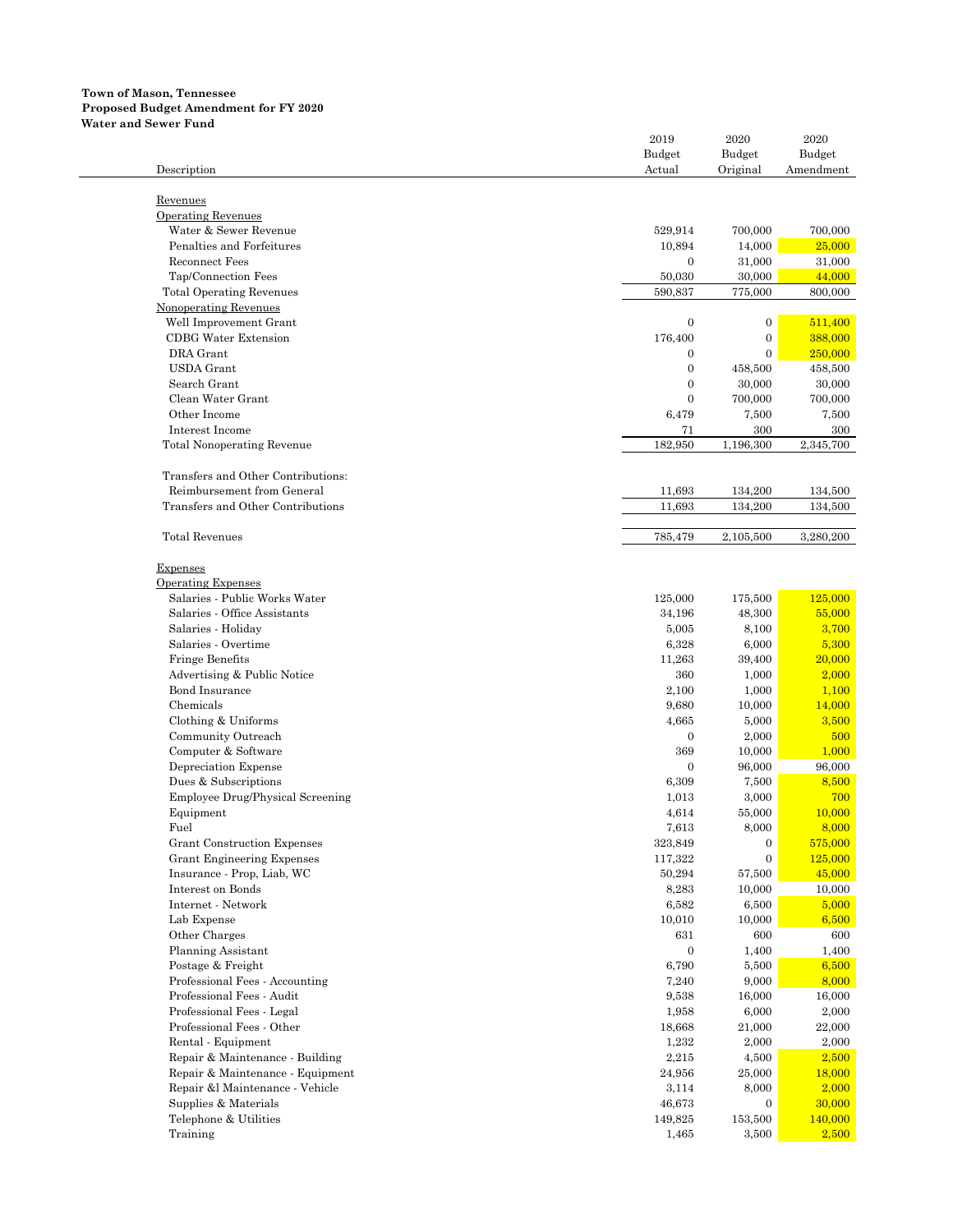**Town of Mason, Tennessee**
**Proposed Budget Amendment for FY 2020**
**Water and Sewer Fund**

| Description | 2019 Budget Actual | 2020 Budget Original | 2020 Budget Amendment |
|---|---|---|---|
| Revenues | | | |
| Operating Revenues | | | |
| Water & Sewer Revenue | 529,914 | 700,000 | 700,000 |
| Penalties and Forfeitures | 10,894 | 14,000 | 25,000 |
| Reconnect Fees | 0 | 31,000 | 31,000 |
| Tap/Connection Fees | 50,030 | 30,000 | 44,000 |
| Total Operating Revenues | 590,837 | 775,000 | 800,000 |
| Nonoperating Revenues | | | |
| Well Improvement Grant | 0 | 0 | 511,400 |
| CDBG Water Extension | 176,400 | 0 | 388,000 |
| DRA Grant | 0 | 0 | 250,000 |
| USDA Grant | 0 | 458,500 | 458,500 |
| Search Grant | 0 | 30,000 | 30,000 |
| Clean Water Grant | 0 | 700,000 | 700,000 |
| Other Income | 6,479 | 7,500 | 7,500 |
| Interest Income | 71 | 300 | 300 |
| Total Nonoperating Revenue | 182,950 | 1,196,300 | 2,345,700 |
| Transfers and Other Contributions: | | | |
| Reimbursement from General | 11,693 | 134,200 | 134,500 |
| Transfers and Other Contributions | 11,693 | 134,200 | 134,500 |
| Total Revenues | 785,479 | 2,105,500 | 3,280,200 |
| Expenses | | | |
| Operating Expenses | | | |
| Salaries - Public Works Water | 125,000 | 175,500 | 125,000 |
| Salaries - Office Assistants | 34,196 | 48,300 | 55,000 |
| Salaries - Holiday | 5,005 | 8,100 | 3,700 |
| Salaries - Overtime | 6,328 | 6,000 | 5,300 |
| Fringe Benefits | 11,263 | 39,400 | 20,000 |
| Advertising & Public Notice | 360 | 1,000 | 2,000 |
| Bond Insurance | 2,100 | 1,000 | 1,100 |
| Chemicals | 9,680 | 10,000 | 14,000 |
| Clothing & Uniforms | 4,665 | 5,000 | 3,500 |
| Community Outreach | 0 | 2,000 | 500 |
| Computer & Software | 369 | 10,000 | 1,000 |
| Depreciation Expense | 0 | 96,000 | 96,000 |
| Dues & Subscriptions | 6,309 | 7,500 | 8,500 |
| Employee Drug/Physical Screening | 1,013 | 3,000 | 700 |
| Equipment | 4,614 | 55,000 | 10,000 |
| Fuel | 7,613 | 8,000 | 8,000 |
| Grant Construction Expenses | 323,849 | 0 | 575,000 |
| Grant Engineering Expenses | 117,322 | 0 | 125,000 |
| Insurance - Prop, Liab, WC | 50,294 | 57,500 | 45,000 |
| Interest on Bonds | 8,283 | 10,000 | 10,000 |
| Internet - Network | 6,582 | 6,500 | 5,000 |
| Lab Expense | 10,010 | 10,000 | 6,500 |
| Other Charges | 631 | 600 | 600 |
| Planning Assistant | 0 | 1,400 | 1,400 |
| Postage & Freight | 6,790 | 5,500 | 6,500 |
| Professional Fees - Accounting | 7,240 | 9,000 | 8,000 |
| Professional Fees - Audit | 9,538 | 16,000 | 16,000 |
| Professional Fees - Legal | 1,958 | 6,000 | 2,000 |
| Professional Fees - Other | 18,668 | 21,000 | 22,000 |
| Rental - Equipment | 1,232 | 2,000 | 2,000 |
| Repair & Maintenance - Building | 2,215 | 4,500 | 2,500 |
| Repair & Maintenance - Equipment | 24,956 | 25,000 | 18,000 |
| Repair &l Maintenance - Vehicle | 3,114 | 8,000 | 2,000 |
| Supplies & Materials | 46,673 | 0 | 30,000 |
| Telephone & Utilities | 149,825 | 153,500 | 140,000 |
| Training | 1,465 | 3,500 | 2,500 |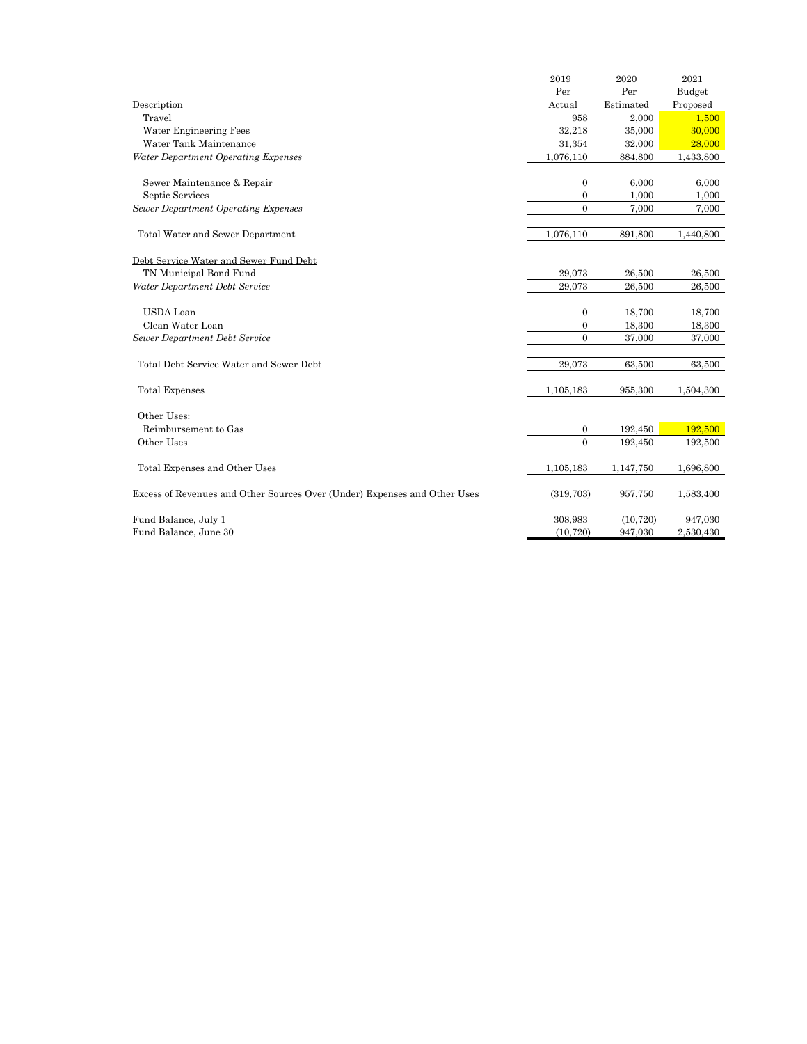| Description | 2019 Per Actual | 2020 Per Estimated | 2021 Budget Proposed |
|---|---|---|---|
| Travel | 958 | 2,000 | 1,500 |
| Water Engineering Fees | 32,218 | 35,000 | 30,000 |
| Water Tank Maintenance | 31,354 | 32,000 | 28,000 |
| *Water Department Operating Expenses* | 1,076,110 | 884,800 | 1,433,800 |
| | | | |
| Sewer Maintenance & Repair | 0 | 6,000 | 6,000 |
| Septic Services | 0 | 1,000 | 1,000 |
| *Sewer Department Operating Expenses* | 0 | 7,000 | 7,000 |
| | | | |
| Total Water and Sewer Department | 1,076,110 | 891,800 | 1,440,800 |
| | | | |
| Debt Service Water and Sewer Fund Debt | | | |
| TN Municipal Bond Fund | 29,073 | 26,500 | 26,500 |
| *Water Department Debt Service* | 29,073 | 26,500 | 26,500 |
| | | | |
| USDA Loan | 0 | 18,700 | 18,700 |
| Clean Water Loan | 0 | 18,300 | 18,300 |
| *Sewer Department Debt Service* | 0 | 37,000 | 37,000 |
| | | | |
| Total Debt Service Water and Sewer Debt | 29,073 | 63,500 | 63,500 |
| | | | |
| Total Expenses | 1,105,183 | 955,300 | 1,504,300 |
| | | | |
| Other Uses: | | | |
| Reimbursement to Gas | 0 | 192,450 | 192,500 |
| Other Uses | 0 | 192,450 | 192,500 |
| | | | |
| Total Expenses and Other Uses | 1,105,183 | 1,147,750 | 1,696,800 |
| | | | |
| Excess of Revenues and Other Sources Over (Under) Expenses and Other Uses | (319,703) | 957,750 | 1,583,400 |
| | | | |
| Fund Balance, July 1 | 308,983 | (10,720) | 947,030 |
| Fund Balance, June 30 | (10,720) | 947,030 | 2,530,430 |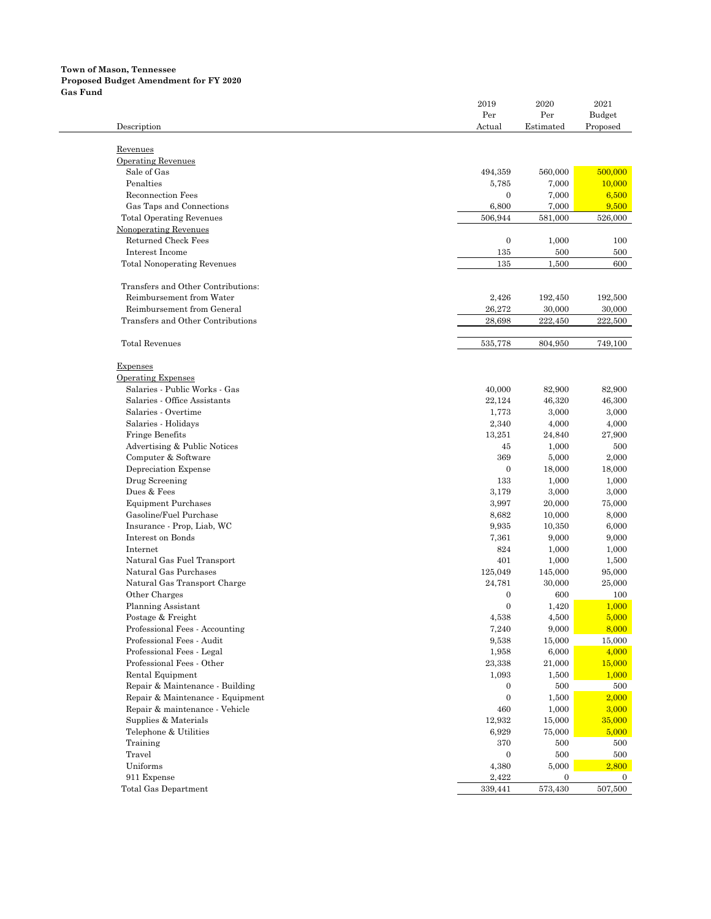**Town of Mason, Tennessee**
**Proposed Budget Amendment for FY 2020**
**Gas Fund**

| Description | 2019 Per Actual | 2020 Per Estimated | 2021 Budget Proposed |
|---|---|---|---|
| Revenues | | | |
| Operating Revenues | | | |
| Sale of Gas | 494,359 | 560,000 | 500,000 |
| Penalties | 5,785 | 7,000 | 10,000 |
| Reconnection Fees | 0 | 7,000 | 6,500 |
| Gas Taps and Connections | 6,800 | 7,000 | 9,500 |
| Total Operating Revenues | 506,944 | 581,000 | 526,000 |
| Nonoperating Revenues | | | |
| Returned Check Fees | 0 | 1,000 | 100 |
| Interest Income | 135 | 500 | 500 |
| Total Nonoperating Revenues | 135 | 1,500 | 600 |
| Transfers and Other Contributions: | | | |
| Reimbursement from Water | 2,426 | 192,450 | 192,500 |
| Reimbursement from General | 26,272 | 30,000 | 30,000 |
| Transfers and Other Contributions | 28,698 | 222,450 | 222,500 |
| Total Revenues | 535,778 | 804,950 | 749,100 |
| Expenses | | | |
| Operating Expenses | | | |
| Salaries - Public Works - Gas | 40,000 | 82,900 | 82,900 |
| Salaries - Office Assistants | 22,124 | 46,320 | 46,300 |
| Salaries - Overtime | 1,773 | 3,000 | 3,000 |
| Salaries - Holidays | 2,340 | 4,000 | 4,000 |
| Fringe Benefits | 13,251 | 24,840 | 27,900 |
| Advertising & Public Notices | 45 | 1,000 | 500 |
| Computer & Software | 369 | 5,000 | 2,000 |
| Depreciation Expense | 0 | 18,000 | 18,000 |
| Drug Screening | 133 | 1,000 | 1,000 |
| Dues & Fees | 3,179 | 3,000 | 3,000 |
| Equipment Purchases | 3,997 | 20,000 | 75,000 |
| Gasoline/Fuel Purchase | 8,682 | 10,000 | 8,000 |
| Insurance - Prop, Liab, WC | 9,935 | 10,350 | 6,000 |
| Interest on Bonds | 7,361 | 9,000 | 9,000 |
| Internet | 824 | 1,000 | 1,000 |
| Natural Gas Fuel Transport | 401 | 1,000 | 1,500 |
| Natural Gas Purchases | 125,049 | 145,000 | 95,000 |
| Natural Gas Transport Charge | 24,781 | 30,000 | 25,000 |
| Other Charges | 0 | 600 | 100 |
| Planning Assistant | 0 | 1,420 | 1,000 |
| Postage & Freight | 4,538 | 4,500 | 5,000 |
| Professional Fees - Accounting | 7,240 | 9,000 | 8,000 |
| Professional Fees - Audit | 9,538 | 15,000 | 15,000 |
| Professional Fees - Legal | 1,958 | 6,000 | 4,000 |
| Professional Fees - Other | 23,338 | 21,000 | 15,000 |
| Rental Equipment | 1,093 | 1,500 | 1,000 |
| Repair & Maintenance - Building | 0 | 500 | 500 |
| Repair & Maintenance - Equipment | 0 | 1,500 | 2,000 |
| Repair & maintenance - Vehicle | 460 | 1,000 | 3,000 |
| Supplies & Materials | 12,932 | 15,000 | 35,000 |
| Telephone & Utilities | 6,929 | 75,000 | 5,000 |
| Training | 370 | 500 | 500 |
| Travel | 0 | 500 | 500 |
| Uniforms | 4,380 | 5,000 | 2,800 |
| 911 Expense | 2,422 | 0 | 0 |
| Total Gas Department | 339,441 | 573,430 | 507,500 |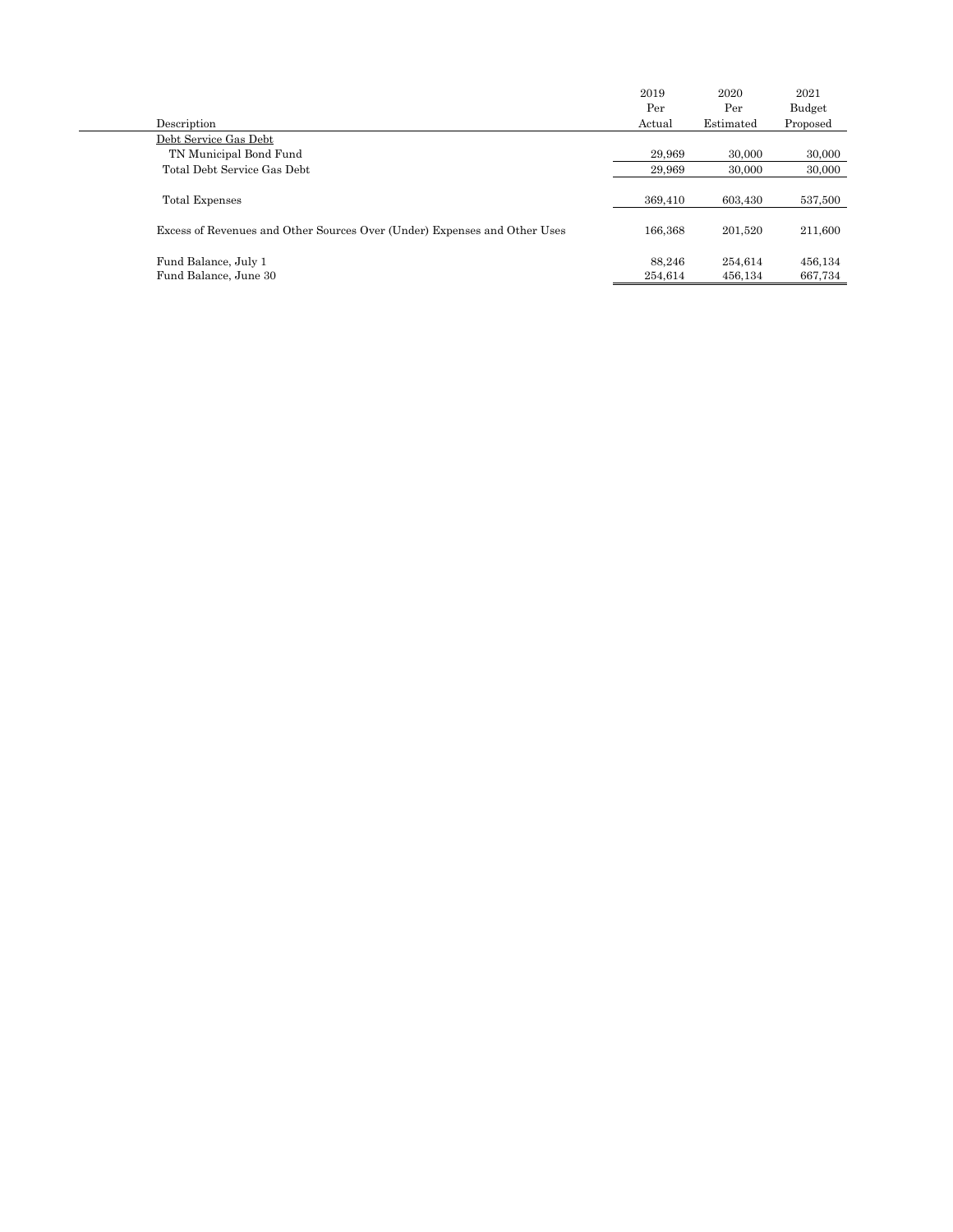| Description | 2019 Per Actual | 2020 Per Estimated | 2021 Budget Proposed |
|---|---|---|---|
| Debt Service Gas Debt | | | |
| TN Municipal Bond Fund | 29,969 | 30,000 | 30,000 |
| Total Debt Service Gas Debt | 29,969 | 30,000 | 30,000 |
| | | | |
| Total Expenses | 369,410 | 603,430 | 537,500 |
| | | | |
| Excess of Revenues and Other Sources Over (Under) Expenses and Other Uses | 166,368 | 201,520 | 211,600 |
| | | | |
| Fund Balance, July 1 | 88,246 | 254,614 | 456,134 |
| Fund Balance, June 30 | 254,614 | 456,134 | 667,734 |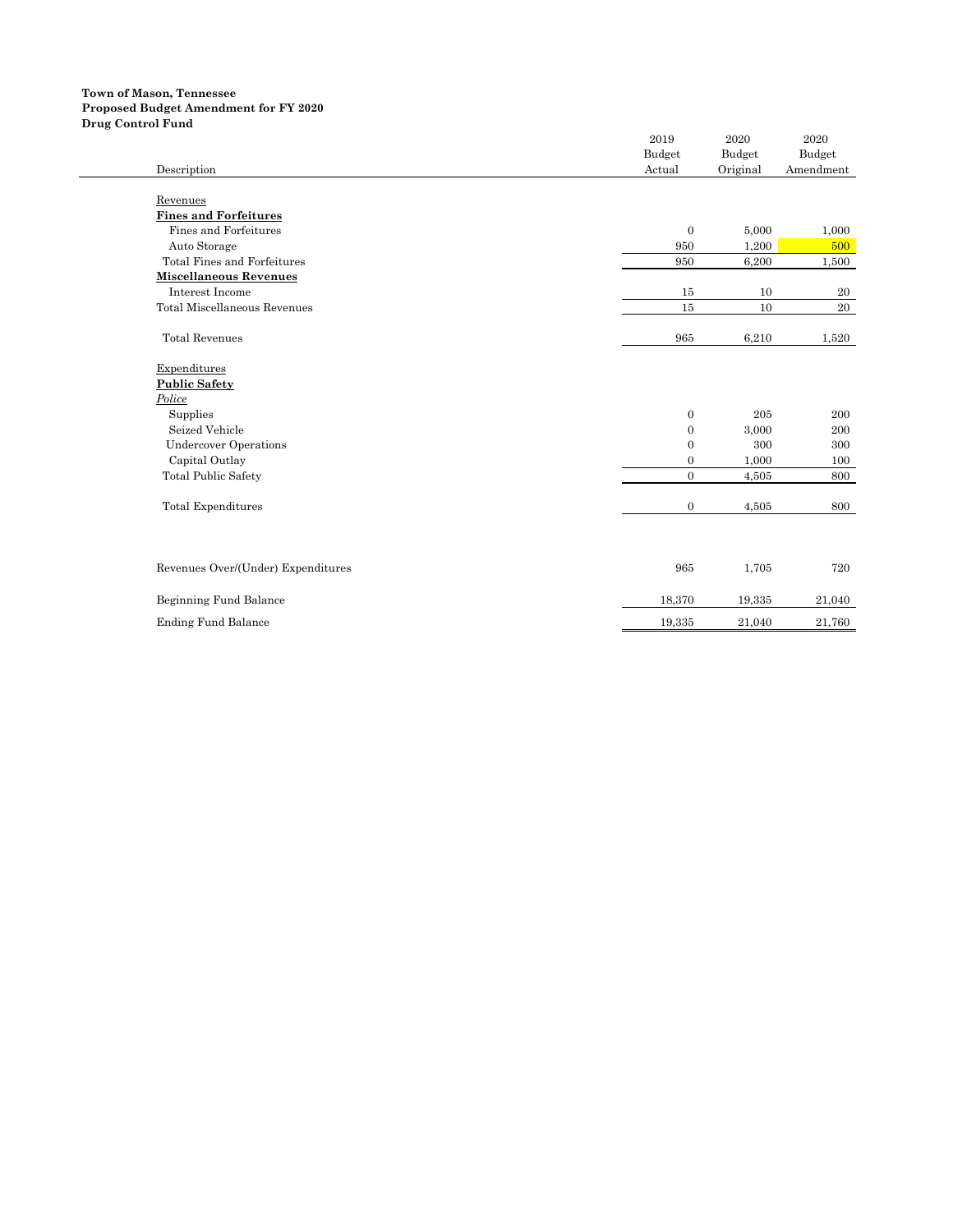**Town of Mason, Tennessee**
**Proposed Budget Amendment for FY 2020**
**Drug Control Fund**

| Description | 2019 Budget Actual | 2020 Budget Original | 2020 Budget Amendment |
|---|---|---|---|
| Revenues | | | |
| **Fines and Forfeitures** | | | |
| Fines and Forfeitures | 0 | 5,000 | 1,000 |
| Auto Storage | 950 | 1,200 | 500 |
| Total Fines and Forfeitures | 950 | 6,200 | 1,500 |
| **Miscellaneous Revenues** | | | |
| Interest Income | 15 | 10 | 20 |
| Total Miscellaneous Revenues | 15 | 10 | 20 |
| Total Revenues | 965 | 6,210 | 1,520 |
| Expenditures | | | |
| **Public Safety** | | | |
| *Police* | | | |
| Supplies | 0 | 205 | 200 |
| Seized Vehicle | 0 | 3,000 | 200 |
| Undercover Operations | 0 | 300 | 300 |
| Capital Outlay | 0 | 1,000 | 100 |
| Total Public Safety | 0 | 4,505 | 800 |
| Total Expenditures | 0 | 4,505 | 800 |
| Revenues Over/(Under) Expenditures | 965 | 1,705 | 720 |
| Beginning Fund Balance | 18,370 | 19,335 | 21,040 |
| Ending Fund Balance | 19,335 | 21,040 | 21,760 |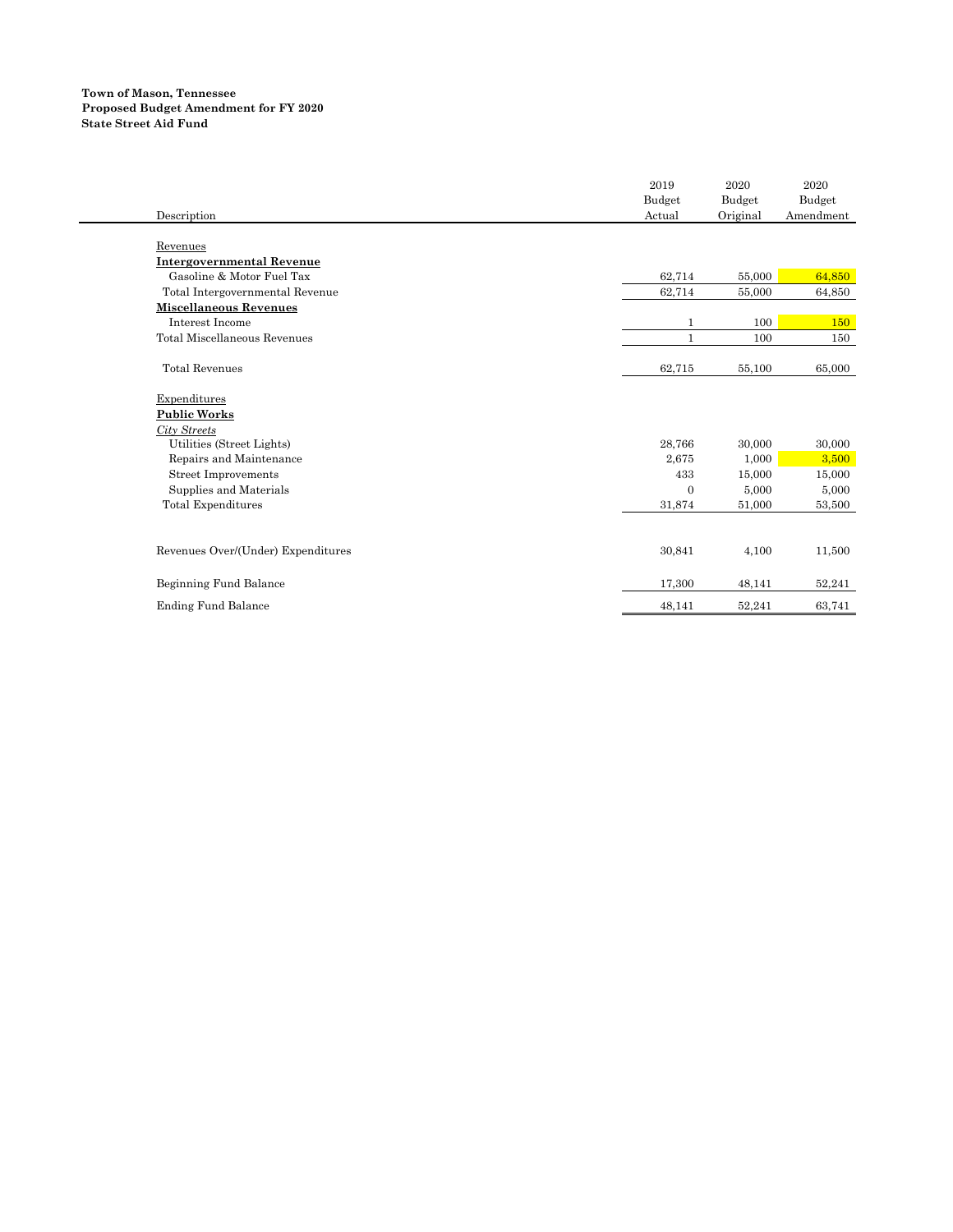**Town of Mason, Tennessee**
**Proposed Budget Amendment for FY 2020**
**State Street Aid Fund**

| Description | 2019 Budget Actual | 2020 Budget Original | 2020 Budget Amendment |
|---|---|---|---|
| Revenues | | | |
| **Intergovernmental Revenue** | | | |
| Gasoline & Motor Fuel Tax | 62,714 | 55,000 | 64,850 |
| Total Intergovernmental Revenue | 62,714 | 55,000 | 64,850 |
| **Miscellaneous Revenues** | | | |
| Interest Income | 1 | 100 | 150 |
| Total Miscellaneous Revenues | 1 | 100 | 150 |
| Total Revenues | 62,715 | 55,100 | 65,000 |
| Expenditures | | | |
| **Public Works** | | | |
| *City Streets* | | | |
| Utilities (Street Lights) | 28,766 | 30,000 | 30,000 |
| Repairs and Maintenance | 2,675 | 1,000 | 3,500 |
| Street Improvements | 433 | 15,000 | 15,000 |
| Supplies and Materials | 0 | 5,000 | 5,000 |
| Total Expenditures | 31,874 | 51,000 | 53,500 |
| Revenues Over/(Under) Expenditures | 30,841 | 4,100 | 11,500 |
| Beginning Fund Balance | 17,300 | 48,141 | 52,241 |
| Ending Fund Balance | 48,141 | 52,241 | 63,741 |